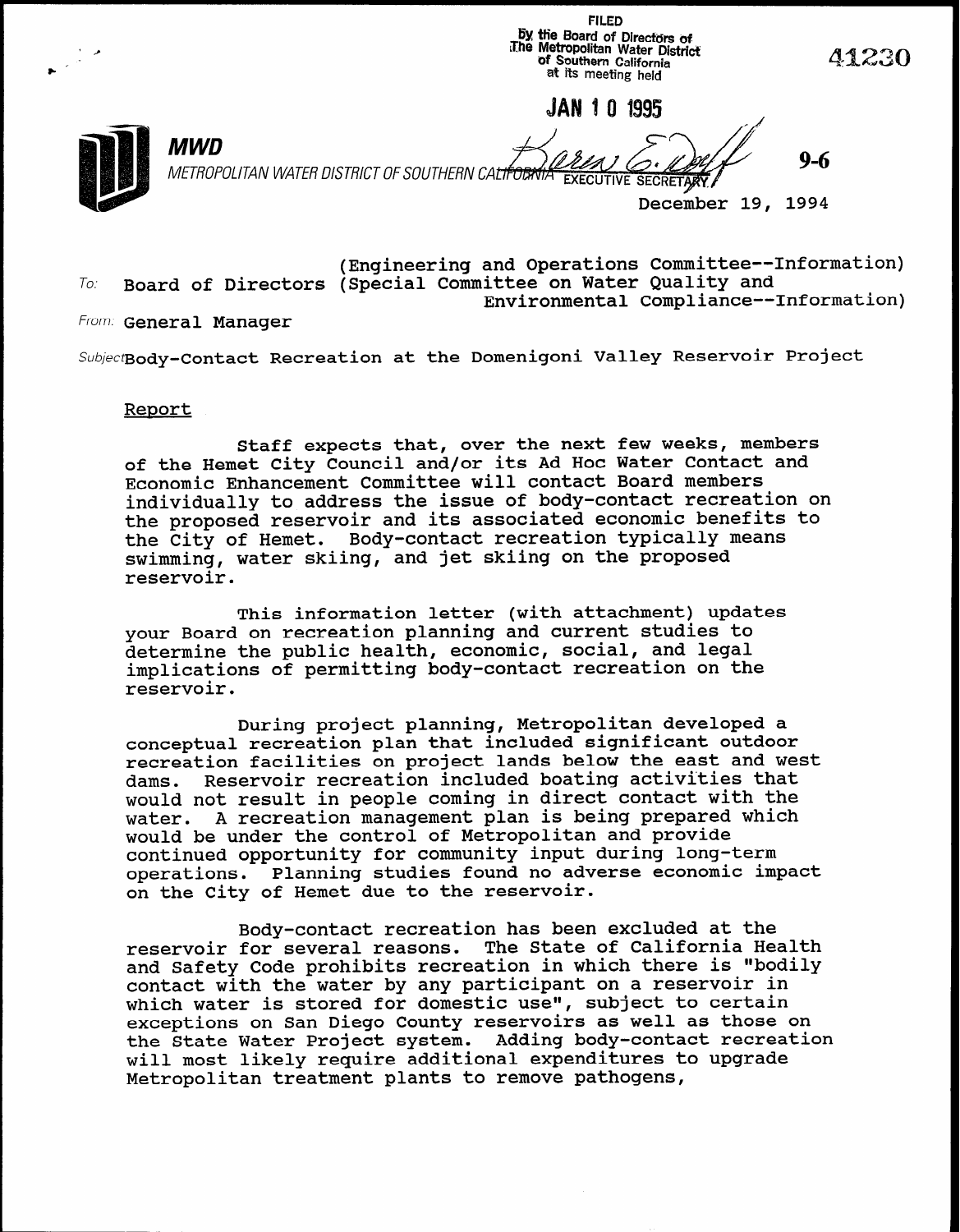FILED
by the Board of Directors of
The Metropolitan Water District
of Southern California
at its meeting held

JAN 10 1995

EXECUTIVE SECRETARY

41230

**MWD**
METROPOLITAN WATER DISTRICT OF SOUTHERN CALIFORNIA

9-6

December 19, 1994

(Engineering and Operations Committee--Information)
To: Board of Directors (Special Committee on Water Quality and Environmental Compliance--Information)

From: General Manager

Subject: Body-Contact Recreation at the Domenigoni Valley Reservoir Project

Report

Staff expects that, over the next few weeks, members of the Hemet City Council and/or its Ad Hoc Water Contact and Economic Enhancement Committee will contact Board members individually to address the issue of body-contact recreation on the proposed reservoir and its associated economic benefits to the City of Hemet. Body-contact recreation typically means swimming, water skiing, and jet skiing on the proposed reservoir.

This information letter (with attachment) updates your Board on recreation planning and current studies to determine the public health, economic, social, and legal implications of permitting body-contact recreation on the reservoir.

During project planning, Metropolitan developed a conceptual recreation plan that included significant outdoor recreation facilities on project lands below the east and west dams. Reservoir recreation included boating activities that would not result in people coming in direct contact with the water. A recreation management plan is being prepared which would be under the control of Metropolitan and provide continued opportunity for community input during long-term operations. Planning studies found no adverse economic impact on the City of Hemet due to the reservoir.

Body-contact recreation has been excluded at the reservoir for several reasons. The State of California Health and Safety Code prohibits recreation in which there is "bodily contact with the water by any participant on a reservoir in which water is stored for domestic use", subject to certain exceptions on San Diego County reservoirs as well as those on the State Water Project system. Adding body-contact recreation will most likely require additional expenditures to upgrade Metropolitan treatment plants to remove pathogens,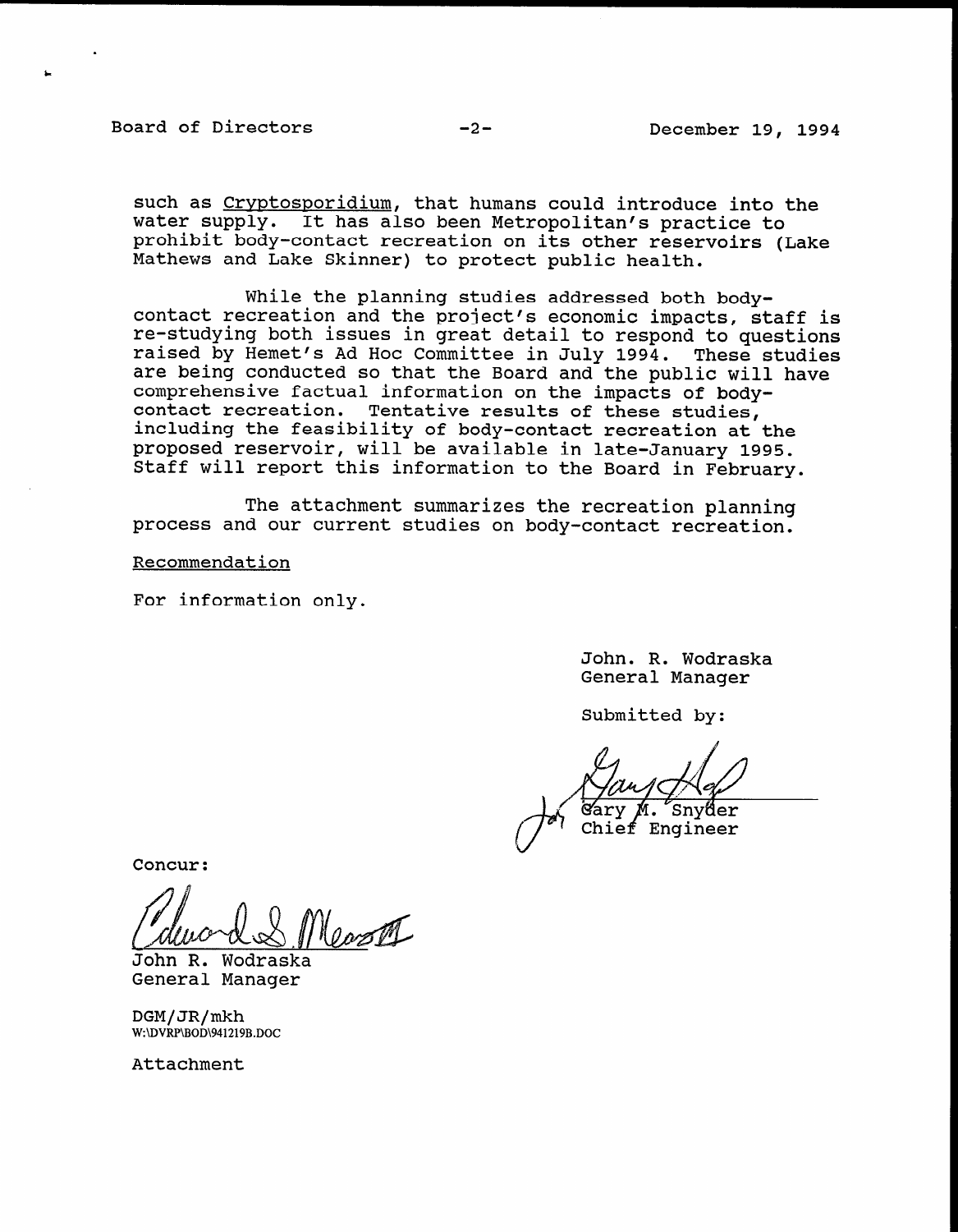such as Cryptosporidium, that humans could introduce into the water supply. It has also been Metropolitan's practice to prohibit body-contact recreation on its other reservoirs (Lake Mathews and Lake Skinner) to protect public health.

While the planning studies addressed both body-contact recreation and the project's economic impacts, staff is re-studying both issues in great detail to respond to questions raised by Hemet's Ad Hoc Committee in July 1994. These studies are being conducted so that the Board and the public will have comprehensive factual information on the impacts of body-contact recreation. Tentative results of these studies, including the feasibility of body-contact recreation at the proposed reservoir, will be available in late-January 1995. Staff will report this information to the Board in February.

The attachment summarizes the recreation planning process and our current studies on body-contact recreation.

Recommendation

For information only.

John. R. Wodraska
General Manager

Submitted by:

Gary M. Snyder
Chief Engineer

Concur:

John R. Wodraska
General Manager

DGM/JR/mkh
W:\DVRP\BOD\941219B.DOC

Attachment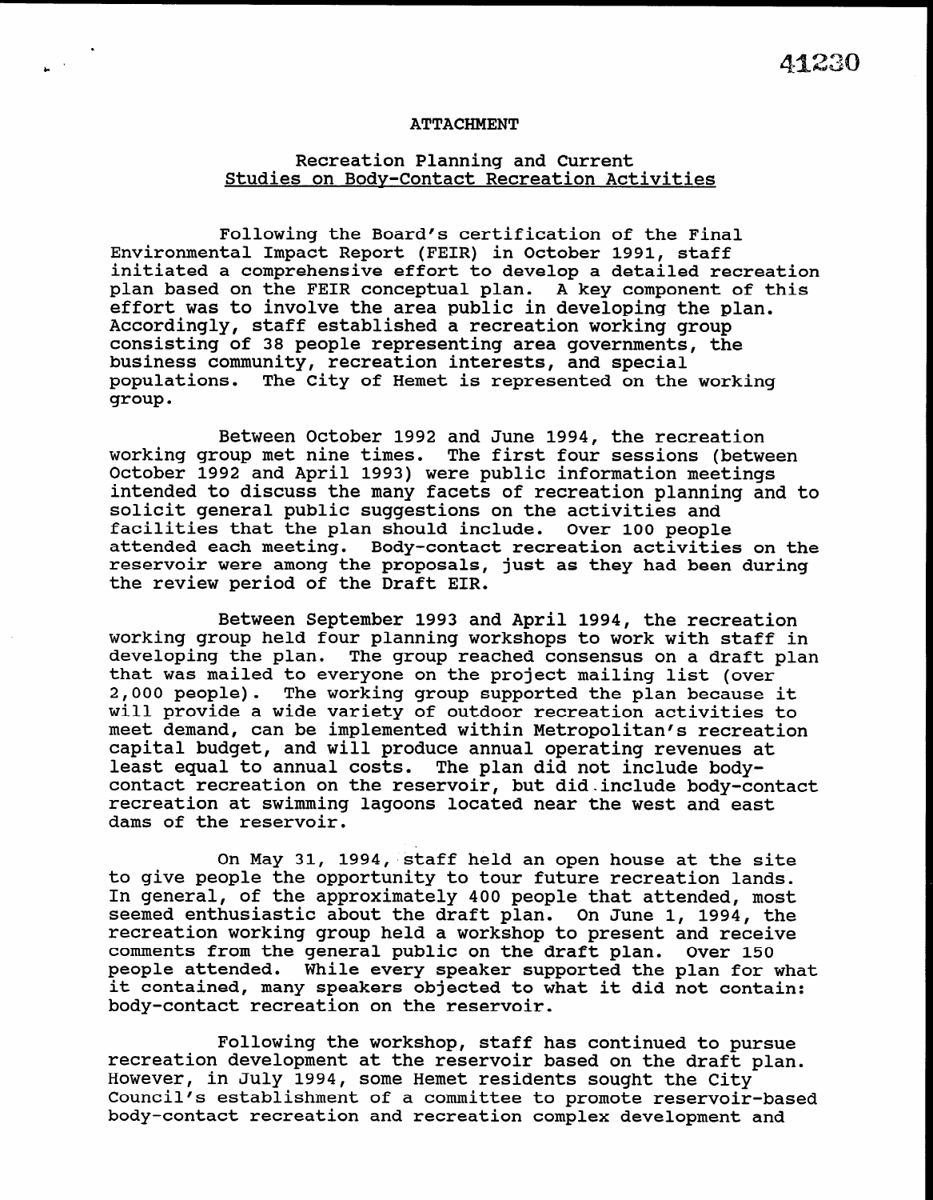ATTACHMENT

Recreation Planning and Current
Studies on Body-Contact Recreation Activities

Following the Board's certification of the Final Environmental Impact Report (FEIR) in October 1991, staff initiated a comprehensive effort to develop a detailed recreation plan based on the FEIR conceptual plan. A key component of this effort was to involve the area public in developing the plan. Accordingly, staff established a recreation working group consisting of 38 people representing area governments, the business community, recreation interests, and special populations. The City of Hemet is represented on the working group.

Between October 1992 and June 1994, the recreation working group met nine times. The first four sessions (between October 1992 and April 1993) were public information meetings intended to discuss the many facets of recreation planning and to solicit general public suggestions on the activities and facilities that the plan should include. Over 100 people attended each meeting. Body-contact recreation activities on the reservoir were among the proposals, just as they had been during the review period of the Draft EIR.

Between September 1993 and April 1994, the recreation working group held four planning workshops to work with staff in developing the plan. The group reached consensus on a draft plan that was mailed to everyone on the project mailing list (over 2,000 people). The working group supported the plan because it will provide a wide variety of outdoor recreation activities to meet demand, can be implemented within Metropolitan's recreation capital budget, and will produce annual operating revenues at least equal to annual costs. The plan did not include body-contact recreation on the reservoir, but did include body-contact recreation at swimming lagoons located near the west and east dams of the reservoir.

On May 31, 1994, staff held an open house at the site to give people the opportunity to tour future recreation lands. In general, of the approximately 400 people that attended, most seemed enthusiastic about the draft plan. On June 1, 1994, the recreation working group held a workshop to present and receive comments from the general public on the draft plan. Over 150 people attended. While every speaker supported the plan for what it contained, many speakers objected to what it did not contain: body-contact recreation on the reservoir.

Following the workshop, staff has continued to pursue recreation development at the reservoir based on the draft plan. However, in July 1994, some Hemet residents sought the City Council's establishment of a committee to promote reservoir-based body-contact recreation and recreation complex development and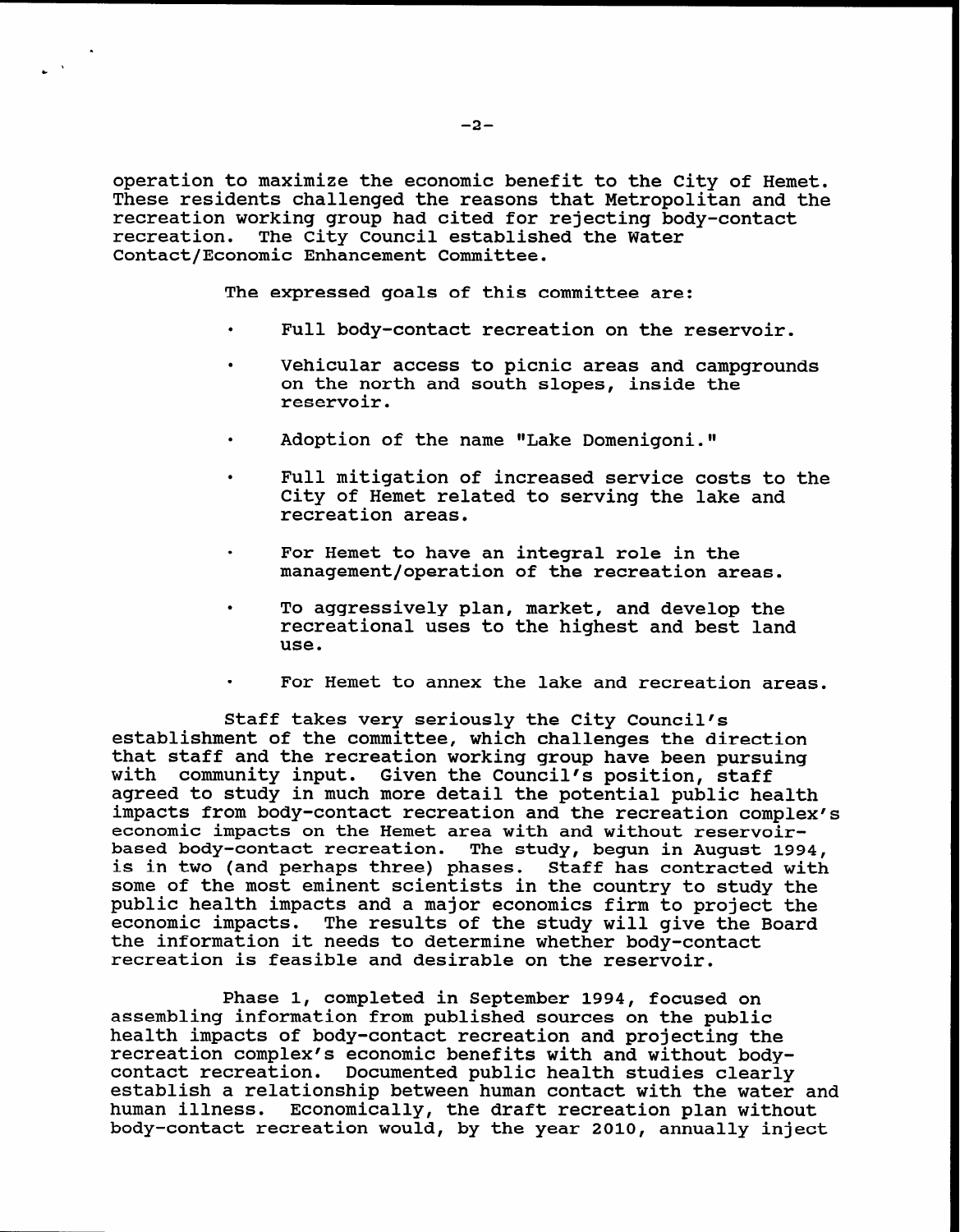operation to maximize the economic benefit to the City of Hemet. These residents challenged the reasons that Metropolitan and the recreation working group had cited for rejecting body-contact recreation. The City Council established the Water Contact/Economic Enhancement Committee.

The expressed goals of this committee are:

- Full body-contact recreation on the reservoir.
- Vehicular access to picnic areas and campgrounds on the north and south slopes, inside the reservoir.
- Adoption of the name "Lake Domenigoni."
- Full mitigation of increased service costs to the City of Hemet related to serving the lake and recreation areas.
- For Hemet to have an integral role in the management/operation of the recreation areas.
- To aggressively plan, market, and develop the recreational uses to the highest and best land use.
- For Hemet to annex the lake and recreation areas.

Staff takes very seriously the City Council's establishment of the committee, which challenges the direction that staff and the recreation working group have been pursuing with community input. Given the Council's position, staff agreed to study in much more detail the potential public health impacts from body-contact recreation and the recreation complex's economic impacts on the Hemet area with and without reservoir-based body-contact recreation. The study, begun in August 1994, is in two (and perhaps three) phases. Staff has contracted with some of the most eminent scientists in the country to study the public health impacts and a major economics firm to project the economic impacts. The results of the study will give the Board the information it needs to determine whether body-contact recreation is feasible and desirable on the reservoir.

Phase 1, completed in September 1994, focused on assembling information from published sources on the public health impacts of body-contact recreation and projecting the recreation complex's economic benefits with and without body-contact recreation. Documented public health studies clearly establish a relationship between human contact with the water and human illness. Economically, the draft recreation plan without body-contact recreation would, by the year 2010, annually inject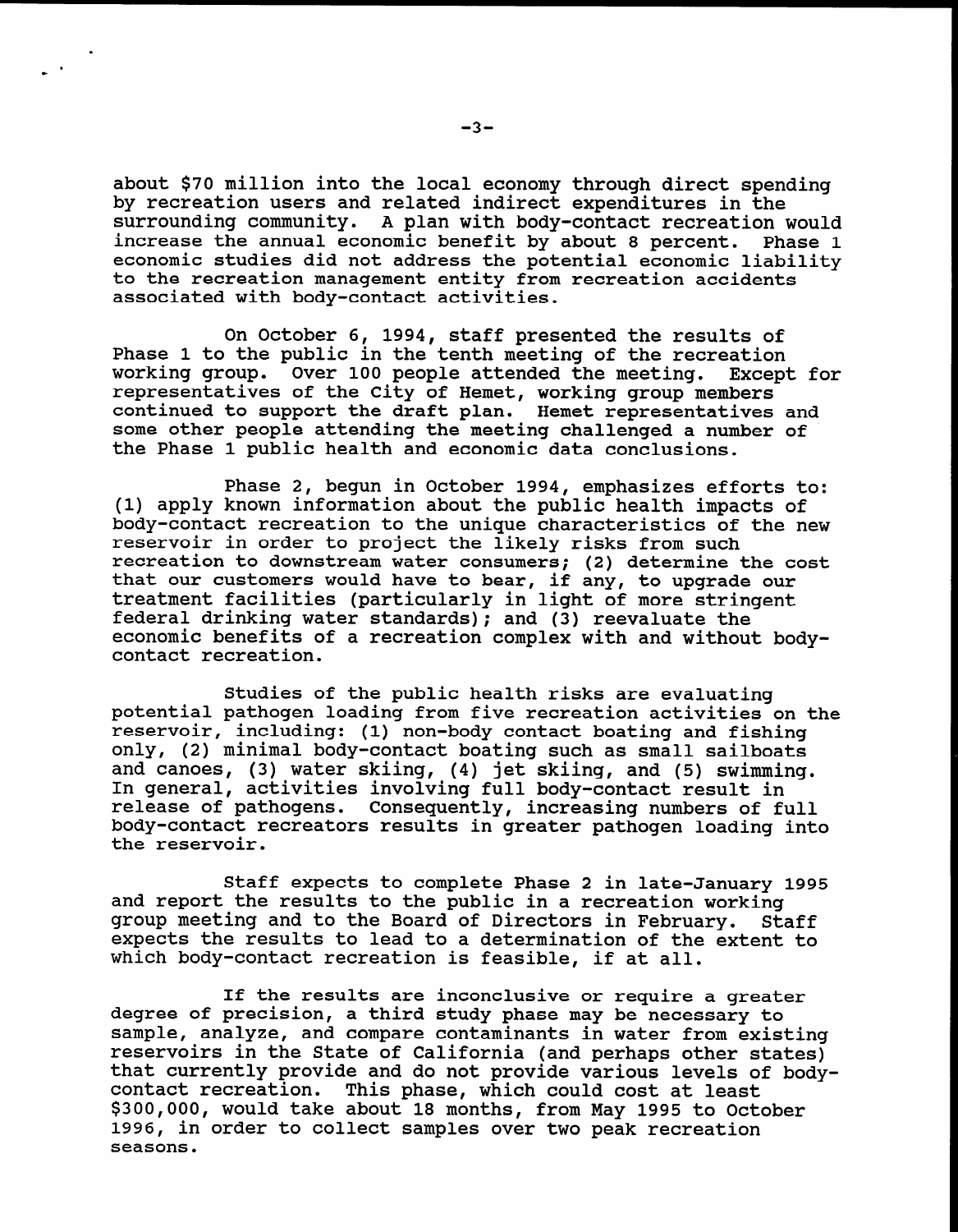about $70 million into the local economy through direct spending by recreation users and related indirect expenditures in the surrounding community. A plan with body-contact recreation would increase the annual economic benefit by about 8 percent. Phase 1 economic studies did not address the potential economic liability to the recreation management entity from recreation accidents associated with body-contact activities.

On October 6, 1994, staff presented the results of Phase 1 to the public in the tenth meeting of the recreation working group. Over 100 people attended the meeting. Except for representatives of the City of Hemet, working group members continued to support the draft plan. Hemet representatives and some other people attending the meeting challenged a number of the Phase 1 public health and economic data conclusions.

Phase 2, begun in October 1994, emphasizes efforts to: (1) apply known information about the public health impacts of body-contact recreation to the unique characteristics of the new reservoir in order to project the likely risks from such recreation to downstream water consumers; (2) determine the cost that our customers would have to bear, if any, to upgrade our treatment facilities (particularly in light of more stringent federal drinking water standards); and (3) reevaluate the economic benefits of a recreation complex with and without body-contact recreation.

Studies of the public health risks are evaluating potential pathogen loading from five recreation activities on the reservoir, including: (1) non-body contact boating and fishing only, (2) minimal body-contact boating such as small sailboats and canoes, (3) water skiing, (4) jet skiing, and (5) swimming. In general, activities involving full body-contact result in release of pathogens. Consequently, increasing numbers of full body-contact recreators results in greater pathogen loading into the reservoir.

Staff expects to complete Phase 2 in late-January 1995 and report the results to the public in a recreation working group meeting and to the Board of Directors in February. Staff expects the results to lead to a determination of the extent to which body-contact recreation is feasible, if at all.

If the results are inconclusive or require a greater degree of precision, a third study phase may be necessary to sample, analyze, and compare contaminants in water from existing reservoirs in the State of California (and perhaps other states) that currently provide and do not provide various levels of body-contact recreation. This phase, which could cost at least $300,000, would take about 18 months, from May 1995 to October 1996, in order to collect samples over two peak recreation seasons.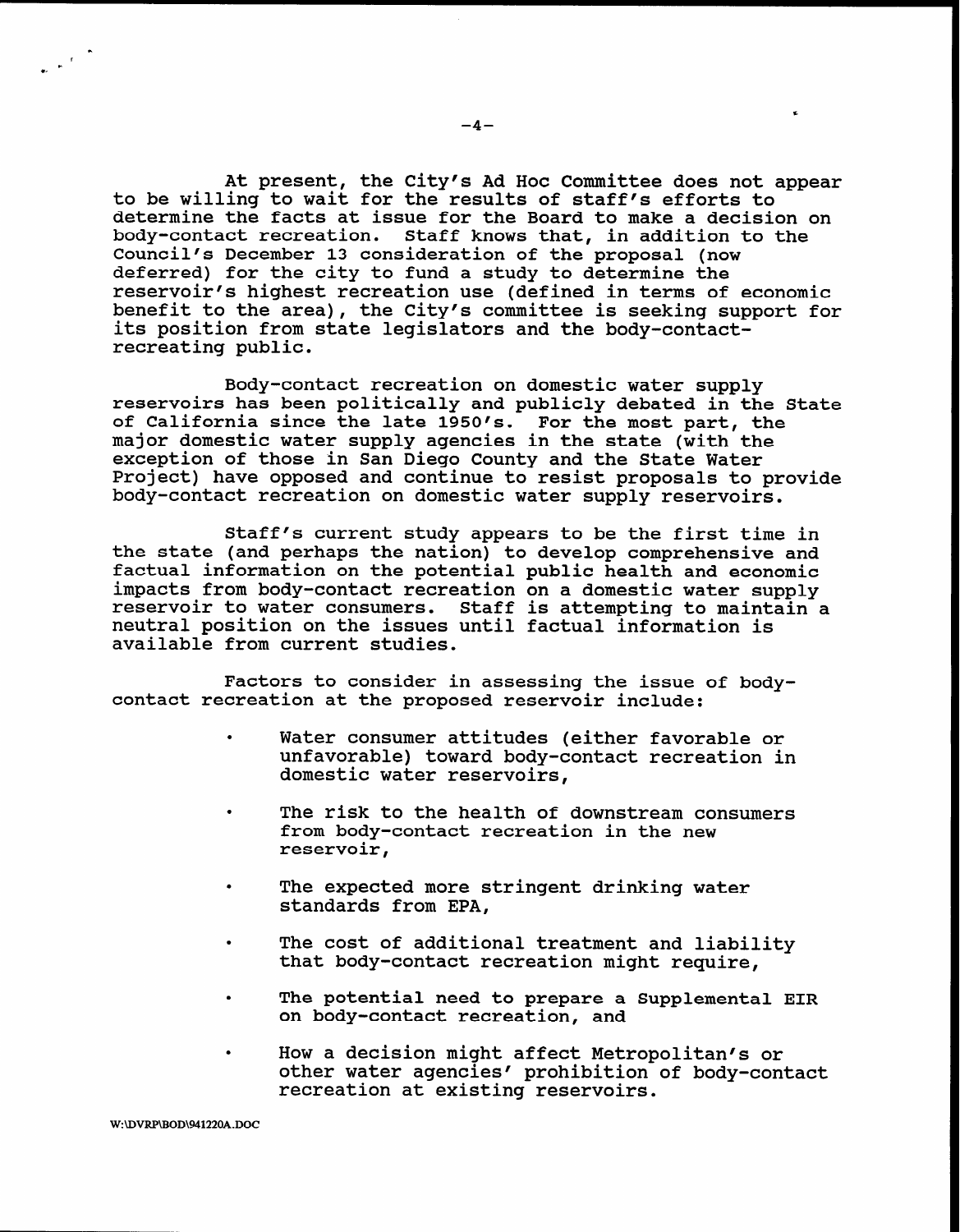At present, the City's Ad Hoc Committee does not appear to be willing to wait for the results of staff's efforts to determine the facts at issue for the Board to make a decision on body-contact recreation. Staff knows that, in addition to the Council's December 13 consideration of the proposal (now deferred) for the city to fund a study to determine the reservoir's highest recreation use (defined in terms of economic benefit to the area), the City's committee is seeking support for its position from state legislators and the body-contact-recreating public.

Body-contact recreation on domestic water supply reservoirs has been politically and publicly debated in the State of California since the late 1950's. For the most part, the major domestic water supply agencies in the state (with the exception of those in San Diego County and the State Water Project) have opposed and continue to resist proposals to provide body-contact recreation on domestic water supply reservoirs.

Staff's current study appears to be the first time in the state (and perhaps the nation) to develop comprehensive and factual information on the potential public health and economic impacts from body-contact recreation on a domestic water supply reservoir to water consumers. Staff is attempting to maintain a neutral position on the issues until factual information is available from current studies.

Factors to consider in assessing the issue of body-contact recreation at the proposed reservoir include:

- Water consumer attitudes (either favorable or unfavorable) toward body-contact recreation in domestic water reservoirs,
- The risk to the health of downstream consumers from body-contact recreation in the new reservoir,
- The expected more stringent drinking water standards from EPA,
- The cost of additional treatment and liability that body-contact recreation might require,
- The potential need to prepare a Supplemental EIR on body-contact recreation, and
- How a decision might affect Metropolitan's or other water agencies' prohibition of body-contact recreation at existing reservoirs.

W:\DVRP\BOD\941220A.DOC